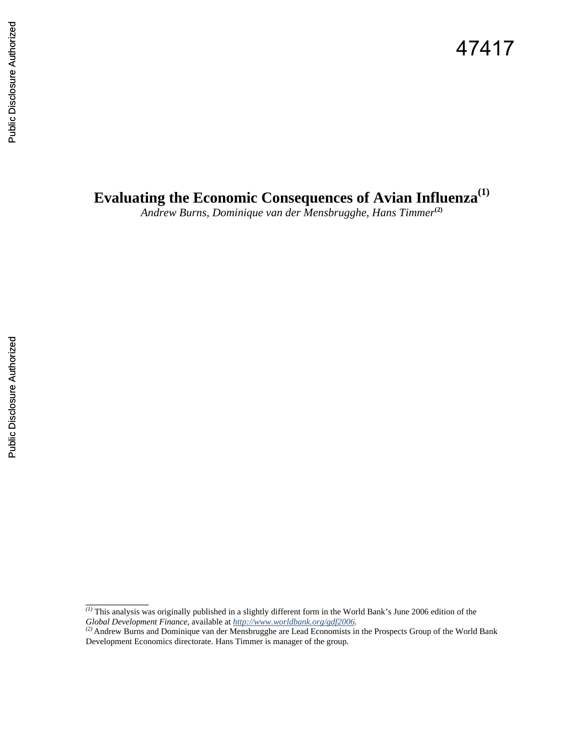47417

# Evaluating the Economic Consequences of Avian Influenza[1]

*Andrew Burns, Dominique van der Mensbrugghe, Hans Timmer*[2]

---

[1] This analysis was originally published in a slightly different form in the World Bank's June 2006 edition of the *Global Development Finance*, available at *http://www.worldbank.org/gdf2006.*

[2] Andrew Burns and Dominique van der Mensbrugghe are Lead Economists in the Prospects Group of the World Bank Development Economics directorate. Hans Timmer is manager of the group.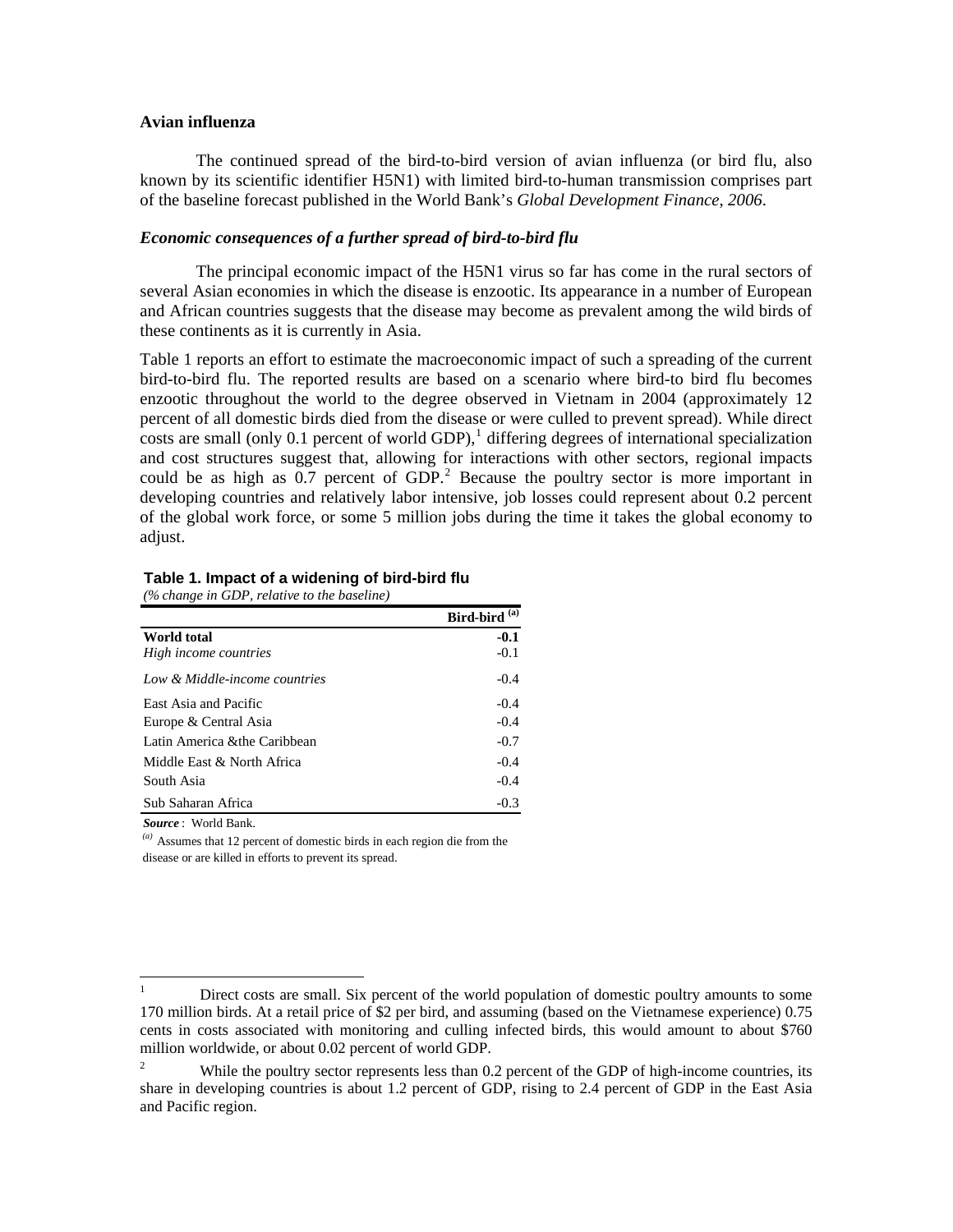### Avian influenza

The continued spread of the bird-to-bird version of avian influenza (or bird flu, also known by its scientific identifier H5N1) with limited bird-to-human transmission comprises part of the baseline forecast published in the World Bank's *Global Development Finance, 2006*.

#### *Economic consequences of a further spread of bird-to-bird flu*

The principal economic impact of the H5N1 virus so far has come in the rural sectors of several Asian economies in which the disease is enzootic. Its appearance in a number of European and African countries suggests that the disease may become as prevalent among the wild birds of these continents as it is currently in Asia.

Table 1 reports an effort to estimate the macroeconomic impact of such a spreading of the current bird-to-bird flu. The reported results are based on a scenario where bird-to bird flu becomes enzootic throughout the world to the degree observed in Vietnam in 2004 (approximately 12 percent of all domestic birds died from the disease or were culled to prevent spread). While direct costs are small (only 0.1 percent of world GDP),[1] differing degrees of international specialization and cost structures suggest that, allowing for interactions with other sectors, regional impacts could be as high as 0.7 percent of GDP.[2] Because the poultry sector is more important in developing countries and relatively labor intensive, job losses could represent about 0.2 percent of the global work force, or some 5 million jobs during the time it takes the global economy to adjust.

**Table 1. Impact of a widening of bird-bird flu**
*(% change in GDP, relative to the baseline)*

| | Bird-bird [(a)] |
|---|---|
| **World total** | **-0.1** |
| *High income countries* | -0.1 |
| *Low & Middle-income countries* | -0.4 |
| East Asia and Pacific | -0.4 |
| Europe & Central Asia | -0.4 |
| Latin America &the Caribbean | -0.7 |
| Middle East & North Africa | -0.4 |
| South Asia | -0.4 |
| Sub Saharan Africa | -0.3 |

***Source*** : World Bank.

[(a)] Assumes that 12 percent of domestic birds in each region die from the disease or are killed in efforts to prevent its spread.

---

[1] Direct costs are small. Six percent of the world population of domestic poultry amounts to some 170 million birds. At a retail price of $2 per bird, and assuming (based on the Vietnamese experience) 0.75 cents in costs associated with monitoring and culling infected birds, this would amount to about $760 million worldwide, or about 0.02 percent of world GDP.

[2] While the poultry sector represents less than 0.2 percent of the GDP of high-income countries, its share in developing countries is about 1.2 percent of GDP, rising to 2.4 percent of GDP in the East Asia and Pacific region.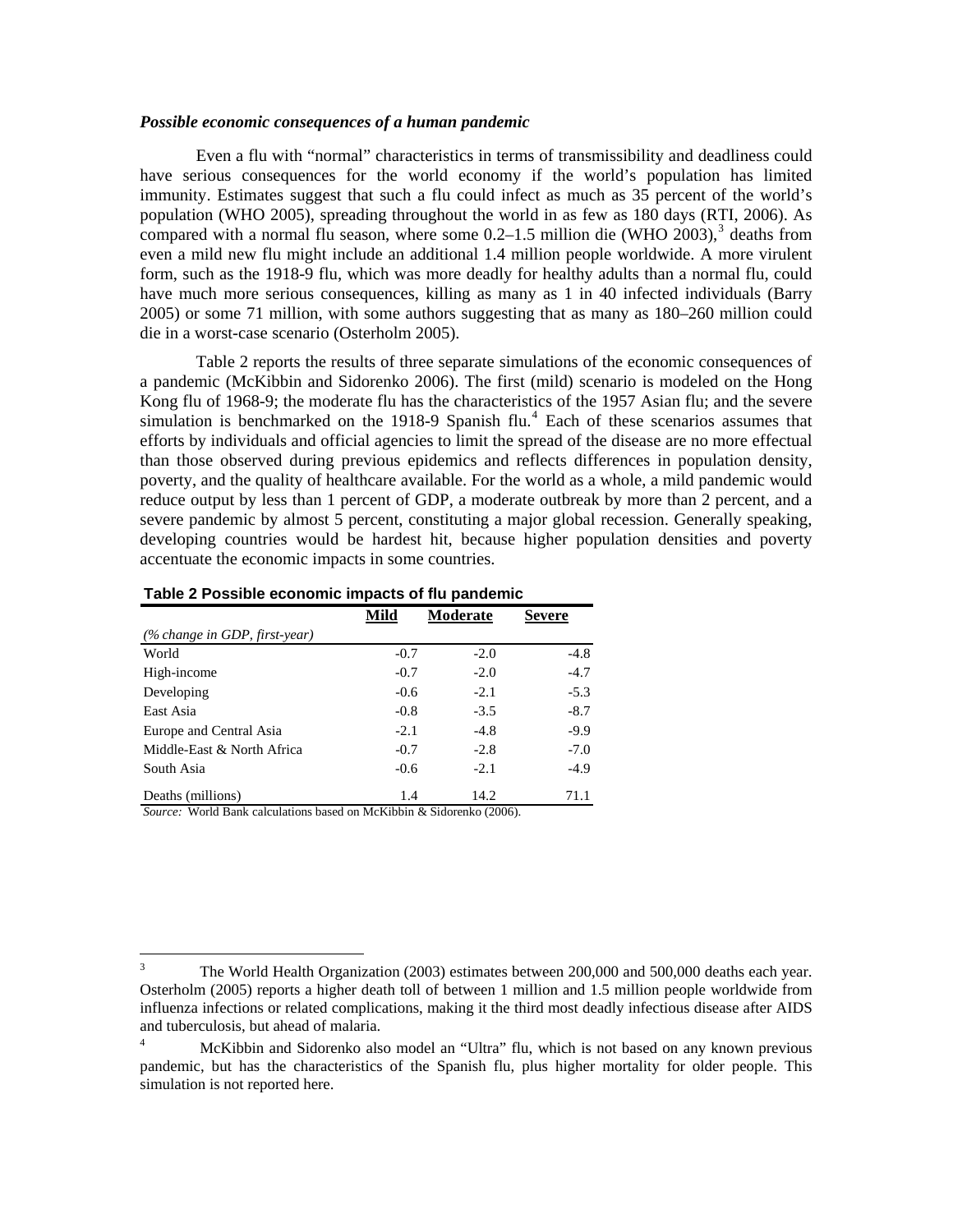***Possible economic consequences of a human pandemic***

Even a flu with "normal" characteristics in terms of transmissibility and deadliness could have serious consequences for the world economy if the world's population has limited immunity. Estimates suggest that such a flu could infect as much as 35 percent of the world's population (WHO 2005), spreading throughout the world in as few as 180 days (RTI, 2006). As compared with a normal flu season, where some 0.2–1.5 million die (WHO 2003),[3] deaths from even a mild new flu might include an additional 1.4 million people worldwide. A more virulent form, such as the 1918-9 flu, which was more deadly for healthy adults than a normal flu, could have much more serious consequences, killing as many as 1 in 40 infected individuals (Barry 2005) or some 71 million, with some authors suggesting that as many as 180–260 million could die in a worst-case scenario (Osterholm 2005).

Table 2 reports the results of three separate simulations of the economic consequences of a pandemic (McKibbin and Sidorenko 2006). The first (mild) scenario is modeled on the Hong Kong flu of 1968-9; the moderate flu has the characteristics of the 1957 Asian flu; and the severe simulation is benchmarked on the 1918-9 Spanish flu.[4] Each of these scenarios assumes that efforts by individuals and official agencies to limit the spread of the disease are no more effectual than those observed during previous epidemics and reflects differences in population density, poverty, and the quality of healthcare available. For the world as a whole, a mild pandemic would reduce output by less than 1 percent of GDP, a moderate outbreak by more than 2 percent, and a severe pandemic by almost 5 percent, constituting a major global recession. Generally speaking, developing countries would be hardest hit, because higher population densities and poverty accentuate the economic impacts in some countries.

**Table 2 Possible economic impacts of flu pandemic**

| | **Mild** | **Moderate** | **Severe** |
|---|---|---|---|
| *(% change in GDP, first-year)* | | | |
| World | -0.7 | -2.0 | -4.8 |
| High-income | -0.7 | -2.0 | -4.7 |
| Developing | -0.6 | -2.1 | -5.3 |
| East Asia | -0.8 | -3.5 | -8.7 |
| Europe and Central Asia | -2.1 | -4.8 | -9.9 |
| Middle-East & North Africa | -0.7 | -2.8 | -7.0 |
| South Asia | -0.6 | -2.1 | -4.9 |
| Deaths (millions) | 1.4 | 14.2 | 71.1 |

*Source:* World Bank calculations based on McKibbin & Sidorenko (2006).

---

[3] The World Health Organization (2003) estimates between 200,000 and 500,000 deaths each year. Osterholm (2005) reports a higher death toll of between 1 million and 1.5 million people worldwide from influenza infections or related complications, making it the third most deadly infectious disease after AIDS and tuberculosis, but ahead of malaria.

[4] McKibbin and Sidorenko also model an "Ultra" flu, which is not based on any known previous pandemic, but has the characteristics of the Spanish flu, plus higher mortality for older people. This simulation is not reported here.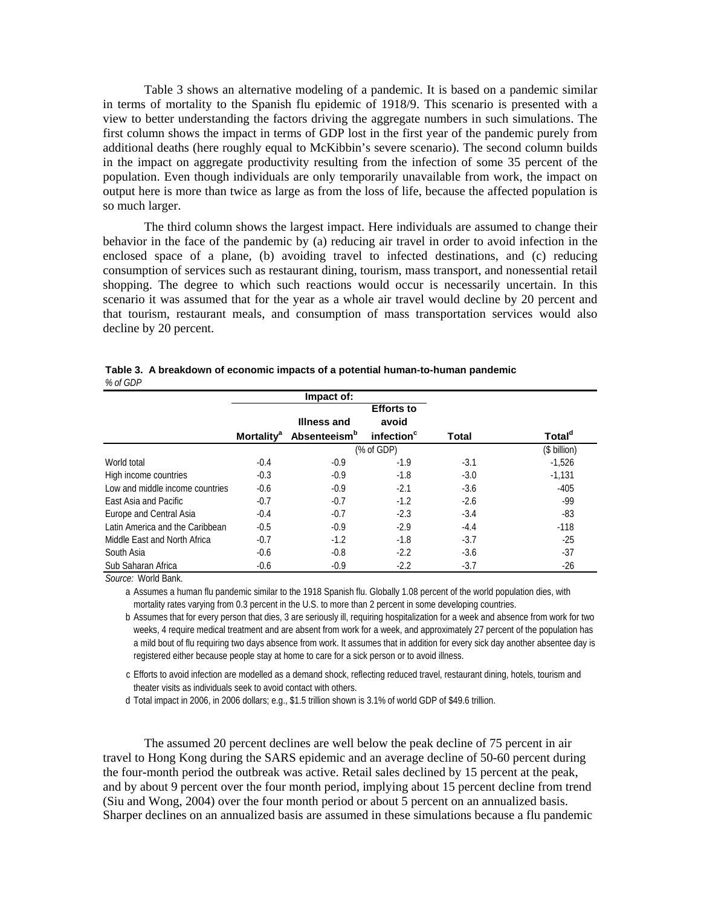Table 3 shows an alternative modeling of a pandemic. It is based on a pandemic similar in terms of mortality to the Spanish flu epidemic of 1918/9. This scenario is presented with a view to better understanding the factors driving the aggregate numbers in such simulations. The first column shows the impact in terms of GDP lost in the first year of the pandemic purely from additional deaths (here roughly equal to McKibbin's severe scenario). The second column builds in the impact on aggregate productivity resulting from the infection of some 35 percent of the population. Even though individuals are only temporarily unavailable from work, the impact on output here is more than twice as large as from the loss of life, because the affected population is so much larger.

The third column shows the largest impact. Here individuals are assumed to change their behavior in the face of the pandemic by (a) reducing air travel in order to avoid infection in the enclosed space of a plane, (b) avoiding travel to infected destinations, and (c) reducing consumption of services such as restaurant dining, tourism, mass transport, and nonessential retail shopping. The degree to which such reactions would occur is necessarily uncertain. In this scenario it was assumed that for the year as a whole air travel would decline by 20 percent and that tourism, restaurant meals, and consumption of mass transportation services would also decline by 20 percent.

**Table 3. A breakdown of economic impacts of a potential human-to-human pandemic**
*% of GDP*

| | Impact of: | | | | |
|---|---|---|---|---|---|
| | Mortality[a] | Illness and Absenteeism[b] | Efforts to avoid infection[c] | Total | Total[d] |
| | (% of GDP) | | | | ($ billion) |
| World total | -0.4 | -0.9 | -1.9 | -3.1 | -1,526 |
| High income countries | -0.3 | -0.9 | -1.8 | -3.0 | -1,131 |
| Low and middle income countries | -0.6 | -0.9 | -2.1 | -3.6 | -405 |
| East Asia and Pacific | -0.7 | -0.7 | -1.2 | -2.6 | -99 |
| Europe and Central Asia | -0.4 | -0.7 | -2.3 | -3.4 | -83 |
| Latin America and the Caribbean | -0.5 | -0.9 | -2.9 | -4.4 | -118 |
| Middle East and North Africa | -0.7 | -1.2 | -1.8 | -3.7 | -25 |
| South Asia | -0.6 | -0.8 | -2.2 | -3.6 | -37 |
| Sub Saharan Africa | -0.6 | -0.9 | -2.2 | -3.7 | -26 |

*Source:* World Bank.

a Assumes a human flu pandemic similar to the 1918 Spanish flu. Globally 1.08 percent of the world population dies, with mortality rates varying from 0.3 percent in the U.S. to more than 2 percent in some developing countries.

b Assumes that for every person that dies, 3 are seriously ill, requiring hospitalization for a week and absence from work for two weeks, 4 require medical treatment and are absent from work for a week, and approximately 27 percent of the population has a mild bout of flu requiring two days absence from work. It assumes that in addition for every sick day another absentee day is registered either because people stay at home to care for a sick person or to avoid illness.

c Efforts to avoid infection are modelled as a demand shock, reflecting reduced travel, restaurant dining, hotels, tourism and theater visits as individuals seek to avoid contact with others.

d Total impact in 2006, in 2006 dollars; e.g., $1.5 trillion shown is 3.1% of world GDP of $49.6 trillion.

The assumed 20 percent declines are well below the peak decline of 75 percent in air travel to Hong Kong during the SARS epidemic and an average decline of 50-60 percent during the four-month period the outbreak was active. Retail sales declined by 15 percent at the peak, and by about 9 percent over the four month period, implying about 15 percent decline from trend (Siu and Wong, 2004) over the four month period or about 5 percent on an annualized basis. Sharper declines on an annualized basis are assumed in these simulations because a flu pandemic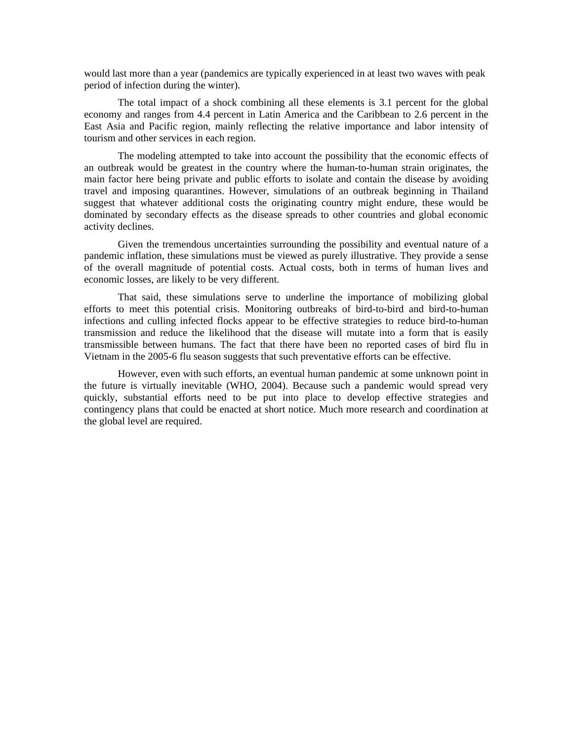would last more than a year (pandemics are typically experienced in at least two waves with peak period of infection during the winter).

The total impact of a shock combining all these elements is 3.1 percent for the global economy and ranges from 4.4 percent in Latin America and the Caribbean to 2.6 percent in the East Asia and Pacific region, mainly reflecting the relative importance and labor intensity of tourism and other services in each region.

The modeling attempted to take into account the possibility that the economic effects of an outbreak would be greatest in the country where the human-to-human strain originates, the main factor here being private and public efforts to isolate and contain the disease by avoiding travel and imposing quarantines. However, simulations of an outbreak beginning in Thailand suggest that whatever additional costs the originating country might endure, these would be dominated by secondary effects as the disease spreads to other countries and global economic activity declines.

Given the tremendous uncertainties surrounding the possibility and eventual nature of a pandemic inflation, these simulations must be viewed as purely illustrative. They provide a sense of the overall magnitude of potential costs. Actual costs, both in terms of human lives and economic losses, are likely to be very different.

That said, these simulations serve to underline the importance of mobilizing global efforts to meet this potential crisis. Monitoring outbreaks of bird-to-bird and bird-to-human infections and culling infected flocks appear to be effective strategies to reduce bird-to-human transmission and reduce the likelihood that the disease will mutate into a form that is easily transmissible between humans. The fact that there have been no reported cases of bird flu in Vietnam in the 2005-6 flu season suggests that such preventative efforts can be effective.

However, even with such efforts, an eventual human pandemic at some unknown point in the future is virtually inevitable (WHO, 2004). Because such a pandemic would spread very quickly, substantial efforts need to be put into place to develop effective strategies and contingency plans that could be enacted at short notice. Much more research and coordination at the global level are required.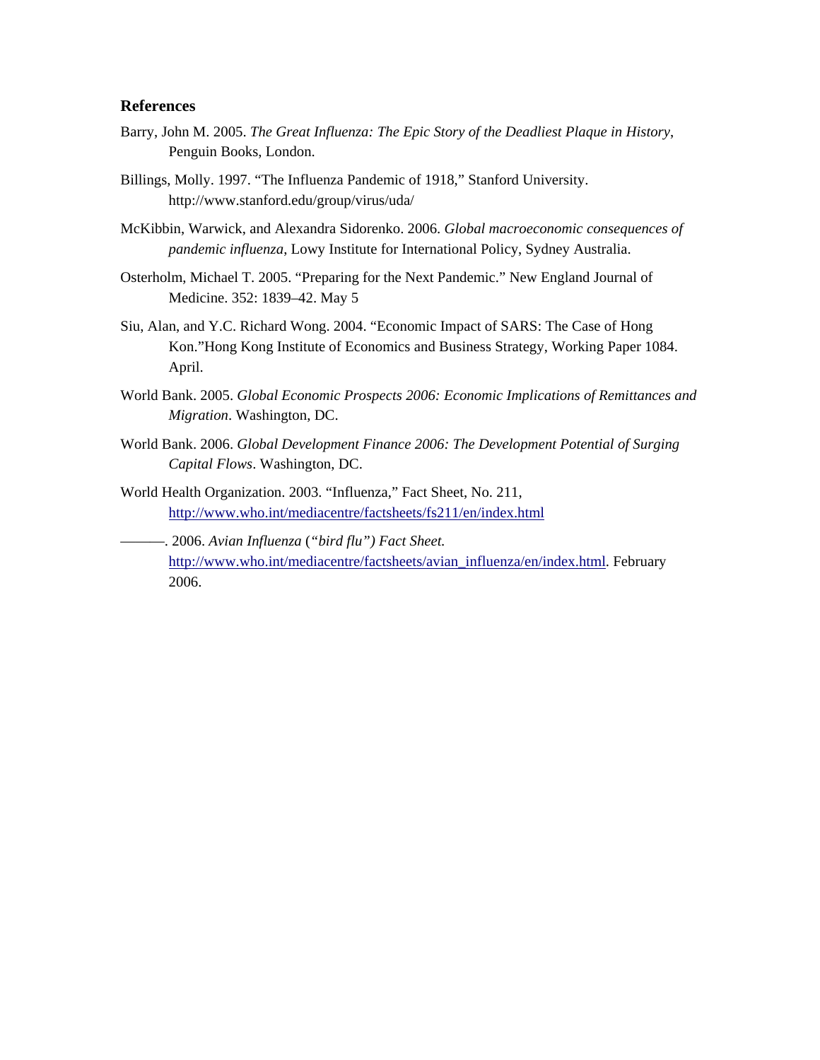## References

Barry, John M. 2005. *The Great Influenza: The Epic Story of the Deadliest Plaque in History*, Penguin Books, London.

Billings, Molly. 1997. "The Influenza Pandemic of 1918," Stanford University. http://www.stanford.edu/group/virus/uda/

McKibbin, Warwick, and Alexandra Sidorenko. 2006. *Global macroeconomic consequences of pandemic influenza*, Lowy Institute for International Policy, Sydney Australia.

Osterholm, Michael T. 2005. "Preparing for the Next Pandemic." New England Journal of Medicine. 352: 1839–42. May 5

Siu, Alan, and Y.C. Richard Wong. 2004. "Economic Impact of SARS: The Case of Hong Kon."Hong Kong Institute of Economics and Business Strategy, Working Paper 1084. April.

World Bank. 2005. *Global Economic Prospects 2006: Economic Implications of Remittances and Migration*. Washington, DC.

World Bank. 2006. *Global Development Finance 2006: The Development Potential of Surging Capital Flows*. Washington, DC.

World Health Organization. 2003. "Influenza," Fact Sheet, No. 211, http://www.who.int/mediacentre/factsheets/fs211/en/index.html

———. 2006. *Avian Influenza ("bird flu") Fact Sheet.* http://www.who.int/mediacentre/factsheets/avian_influenza/en/index.html. February 2006.